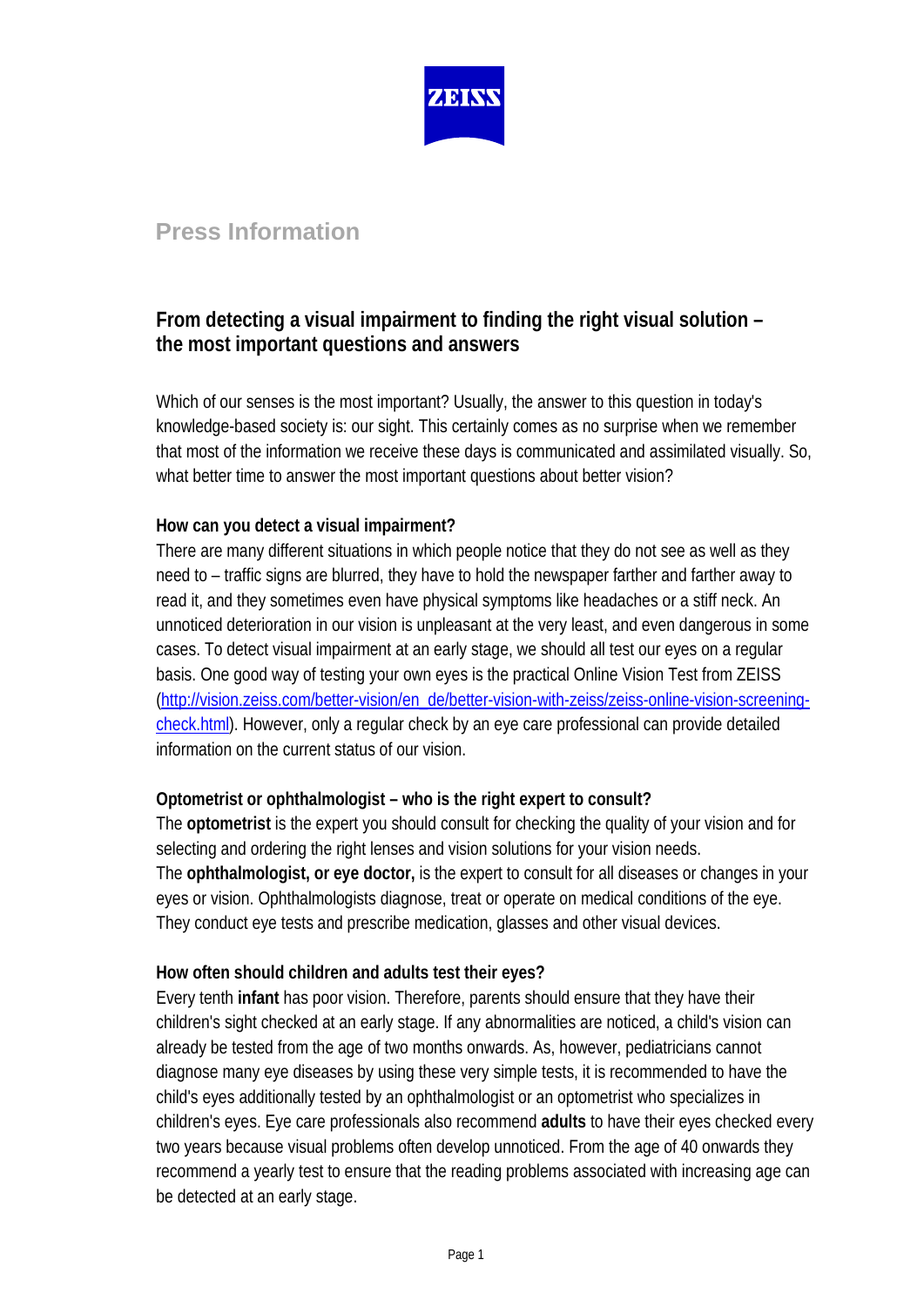ZEISS

# Press Information

## From detecting a visual impairment to finding the right visual solution – the most important questions and answers

Which of our senses is the most important? Usually, the answer to this question in today's knowledge-based society is: our sight. This certainly comes as no surprise when we remember that most of the information we receive these days is communicated and assimilated visually. So, what better time to answer the most important questions about better vision?

### How can you detect a visual impairment?

There are many different situations in which people notice that they do not see as well as they need to – traffic signs are blurred, they have to hold the newspaper farther and farther away to read it, and they sometimes even have physical symptoms like headaches or a stiff neck. An unnoticed deterioration in our vision is unpleasant at the very least, and even dangerous in some cases. To detect visual impairment at an early stage, we should all test our eyes on a regular basis. One good way of testing your own eyes is the practical Online Vision Test from ZEISS (http://vision.zeiss.com/better-vision/en_de/better-vision-with-zeiss/zeiss-online-vision-screening-check.html). However, only a regular check by an eye care professional can provide detailed information on the current status of our vision.

### Optometrist or ophthalmologist – who is the right expert to consult?

The **optometrist** is the expert you should consult for checking the quality of your vision and for selecting and ordering the right lenses and vision solutions for your vision needs.
The **ophthalmologist, or eye doctor,** is the expert to consult for all diseases or changes in your eyes or vision. Ophthalmologists diagnose, treat or operate on medical conditions of the eye. They conduct eye tests and prescribe medication, glasses and other visual devices.

### How often should children and adults test their eyes?

Every tenth **infant** has poor vision. Therefore, parents should ensure that they have their children's sight checked at an early stage. If any abnormalities are noticed, a child's vision can already be tested from the age of two months onwards. As, however, pediatricians cannot diagnose many eye diseases by using these very simple tests, it is recommended to have the child's eyes additionally tested by an ophthalmologist or an optometrist who specializes in children's eyes. Eye care professionals also recommend **adults** to have their eyes checked every two years because visual problems often develop unnoticed. From the age of 40 onwards they recommend a yearly test to ensure that the reading problems associated with increasing age can be detected at an early stage.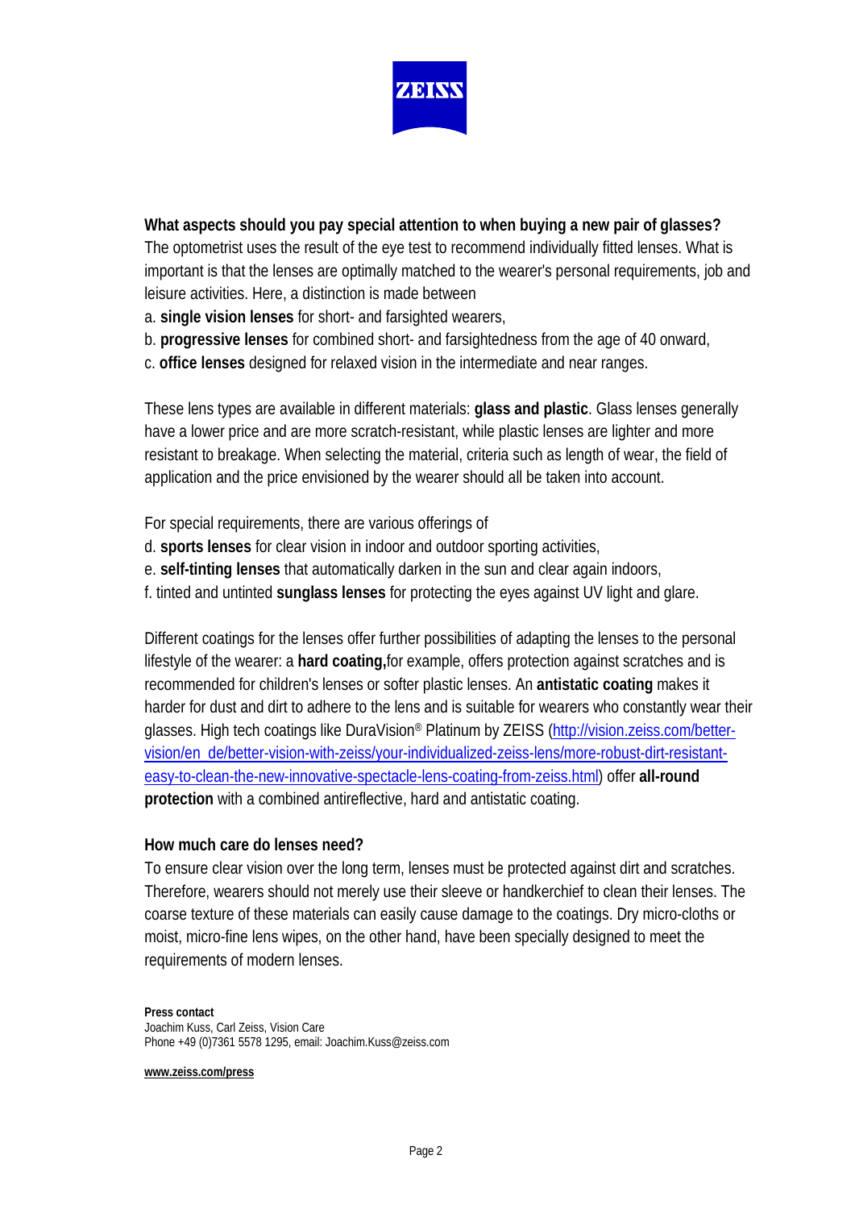**What aspects should you pay special attention to when buying a new pair of glasses?**
The optometrist uses the result of the eye test to recommend individually fitted lenses. What is important is that the lenses are optimally matched to the wearer's personal requirements, job and leisure activities. Here, a distinction is made between

a. **single vision lenses** for short- and farsighted wearers,
b. **progressive lenses** for combined short- and farsightedness from the age of 40 onward,
c. **office lenses** designed for relaxed vision in the intermediate and near ranges.

These lens types are available in different materials: **glass and plastic**. Glass lenses generally have a lower price and are more scratch-resistant, while plastic lenses are lighter and more resistant to breakage. When selecting the material, criteria such as length of wear, the field of application and the price envisioned by the wearer should all be taken into account.

For special requirements, there are various offerings of

d. **sports lenses** for clear vision in indoor and outdoor sporting activities,
e. **self-tinting lenses** that automatically darken in the sun and clear again indoors,
f. tinted and untinted **sunglass lenses** for protecting the eyes against UV light and glare.

Different coatings for the lenses offer further possibilities of adapting the lenses to the personal lifestyle of the wearer: a **hard coating,**for example, offers protection against scratches and is recommended for children's lenses or softer plastic lenses. An **antistatic coating** makes it harder for dust and dirt to adhere to the lens and is suitable for wearers who constantly wear their glasses. High tech coatings like DuraVision® Platinum by ZEISS (http://vision.zeiss.com/better-vision/en_de/better-vision-with-zeiss/your-individualized-zeiss-lens/more-robust-dirt-resistant-easy-to-clean-the-new-innovative-spectacle-lens-coating-from-zeiss.html) offer **all-round protection** with a combined antireflective, hard and antistatic coating.

**How much care do lenses need?**
To ensure clear vision over the long term, lenses must be protected against dirt and scratches. Therefore, wearers should not merely use their sleeve or handkerchief to clean their lenses. The coarse texture of these materials can easily cause damage to the coatings. Dry micro-cloths or moist, micro-fine lens wipes, on the other hand, have been specially designed to meet the requirements of modern lenses.

**Press contact**
Joachim Kuss, Carl Zeiss, Vision Care
Phone +49 (0)7361 5578 1295, email: Joachim.Kuss@zeiss.com

**www.zeiss.com/press**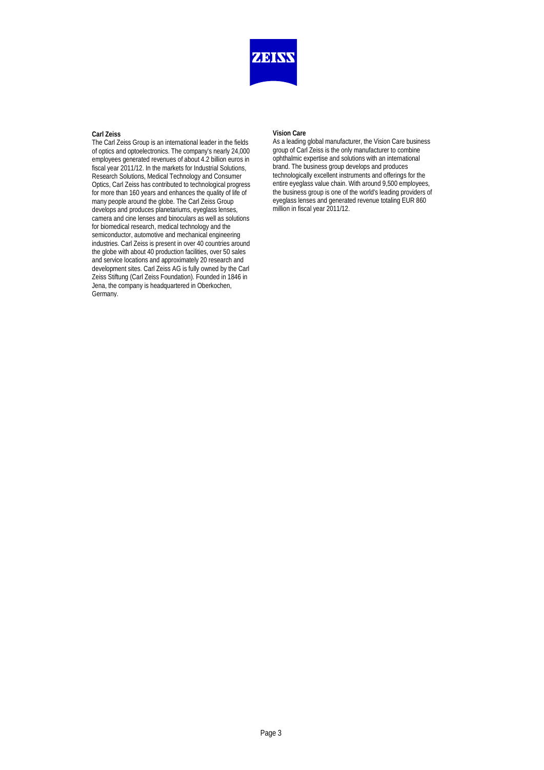**Carl Zeiss**

The Carl Zeiss Group is an international leader in the fields of optics and optoelectronics. The company's nearly 24,000 employees generated revenues of about 4.2 billion euros in fiscal year 2011/12. In the markets for Industrial Solutions, Research Solutions, Medical Technology and Consumer Optics, Carl Zeiss has contributed to technological progress for more than 160 years and enhances the quality of life of many people around the globe. The Carl Zeiss Group develops and produces planetariums, eyeglass lenses, camera and cine lenses and binoculars as well as solutions for biomedical research, medical technology and the semiconductor, automotive and mechanical engineering industries. Carl Zeiss is present in over 40 countries around the globe with about 40 production facilities, over 50 sales and service locations and approximately 20 research and development sites. Carl Zeiss AG is fully owned by the Carl Zeiss Stiftung (Carl Zeiss Foundation). Founded in 1846 in Jena, the company is headquartered in Oberkochen, Germany.

**Vision Care**

As a leading global manufacturer, the Vision Care business group of Carl Zeiss is the only manufacturer to combine ophthalmic expertise and solutions with an international brand. The business group develops and produces technologically excellent instruments and offerings for the entire eyeglass value chain. With around 9,500 employees, the business group is one of the world's leading providers of eyeglass lenses and generated revenue totaling EUR 860 million in fiscal year 2011/12.